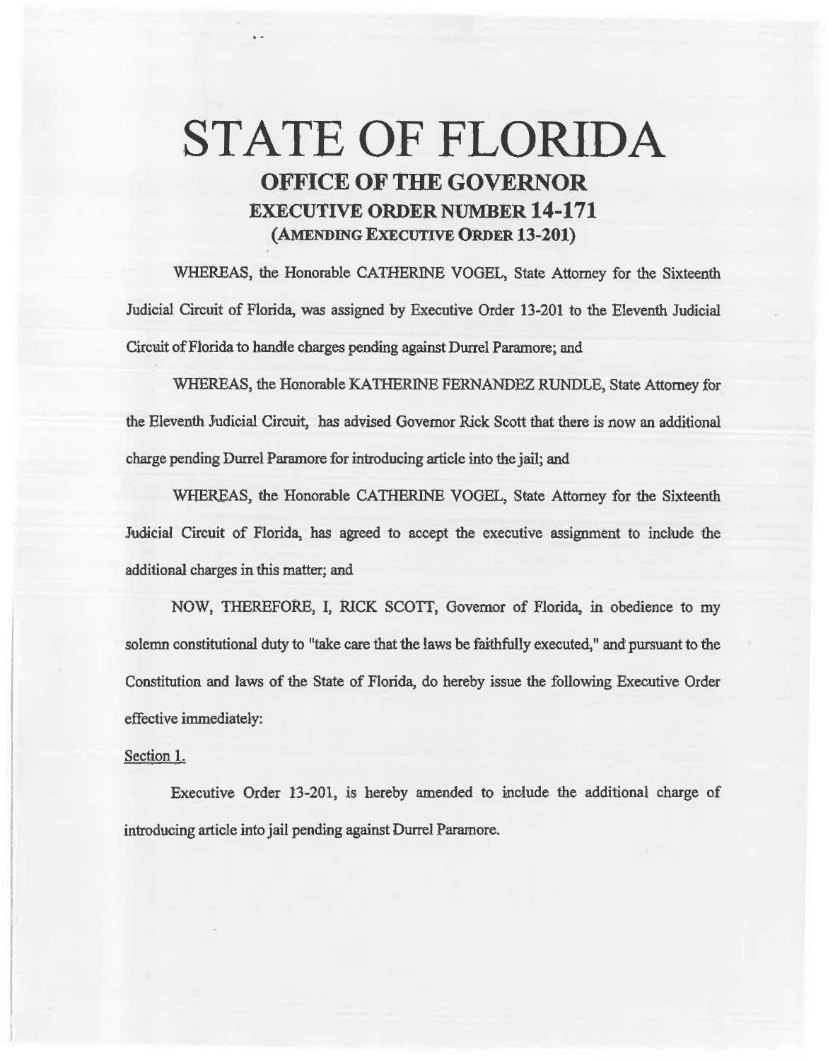# STATE OF FLORIDA

## OFFICE OF THE GOVERNOR

### EXECUTIVE ORDER NUMBER 14-171

### (AMENDING EXECUTIVE ORDER 13-201)

WHEREAS, the Honorable CATHERINE VOGEL, State Attorney for the Sixteenth Judicial Circuit of Florida, was assigned by Executive Order 13-201 to the Eleventh Judicial Circuit of Florida to handle charges pending against Durrel Paramore; and

WHEREAS, the Honorable KATHERINE FERNANDEZ RUNDLE, State Attorney for the Eleventh Judicial Circuit, has advised Governor Rick Scott that there is now an additional charge pending Durrel Paramore for introducing article into the jail; and

WHEREAS, the Honorable CATHERINE VOGEL, State Attorney for the Sixteenth Judicial Circuit of Florida, has agreed to accept the executive assignment to include the additional charges in this matter; and

NOW, THEREFORE, I, RICK SCOTT, Governor of Florida, in obedience to my solemn constitutional duty to "take care that the laws be faithfully executed," and pursuant to the Constitution and laws of the State of Florida, do hereby issue the following Executive Order effective immediately:

Section 1.

Executive Order 13-201, is hereby amended to include the additional charge of introducing article into jail pending against Durrel Paramore.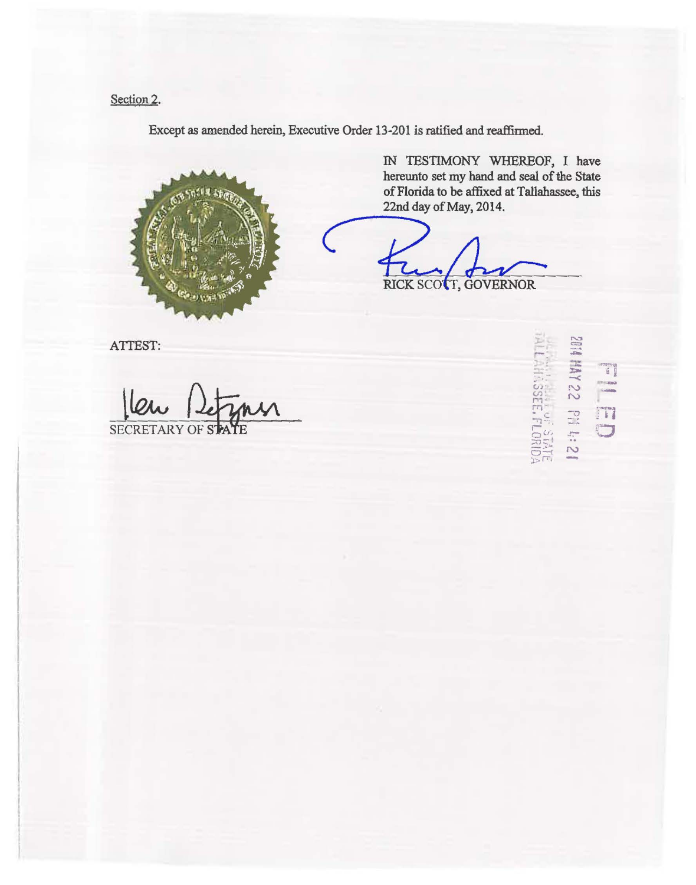Section 2.

Except as amended herein, Executive Order 13-201 is ratified and reaffirmed.

IN TESTIMONY WHEREOF, I have hereunto set my hand and seal of the State of Florida to be affixed at Tallahassee, this 22nd day of May, 2014.

RICK SCOTT, GOVERNOR

ATTEST:

SECRETARY OF STATE

FILED

2014 MAY 22 PM 4:21

DEPARTMENT OF STATE
TALLAHASSEE, FLORIDA